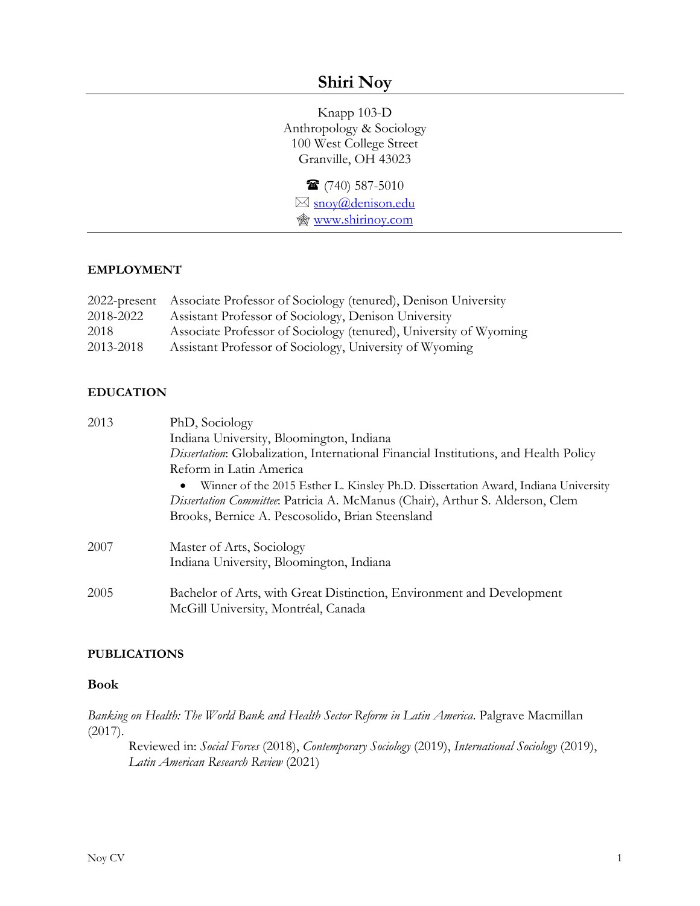# Shiri Noy

Knapp 103-D
Anthropology & Sociology
100 West College Street
Granville, OH 43023

☎ (740) 587-5010
✉ snoy@denison.edu
www.shirinoy.com

## EMPLOYMENT

| | |
|---|---|
| 2022-present | Associate Professor of Sociology (tenured), Denison University |
| 2018-2022 | Assistant Professor of Sociology, Denison University |
| 2018 | Associate Professor of Sociology (tenured), University of Wyoming |
| 2013-2018 | Assistant Professor of Sociology, University of Wyoming |

## EDUCATION

**2013** PhD, Sociology
Indiana University, Bloomington, Indiana
*Dissertation*: Globalization, International Financial Institutions, and Health Policy Reform in Latin America

- Winner of the 2015 Esther L. Kinsley Ph.D. Dissertation Award, Indiana University

*Dissertation Committee*: Patricia A. McManus (Chair), Arthur S. Alderson, Clem Brooks, Bernice A. Pescosolido, Brian Steensland

**2007** Master of Arts, Sociology
Indiana University, Bloomington, Indiana

**2005** Bachelor of Arts, with Great Distinction, Environment and Development
McGill University, Montréal, Canada

## PUBLICATIONS

### Book

*Banking on Health: The World Bank and Health Sector Reform in Latin America.* Palgrave Macmillan (2017).

Reviewed in: *Social Forces* (2018), *Contemporary Sociology* (2019), *International Sociology* (2019), *Latin American Research Review* (2021)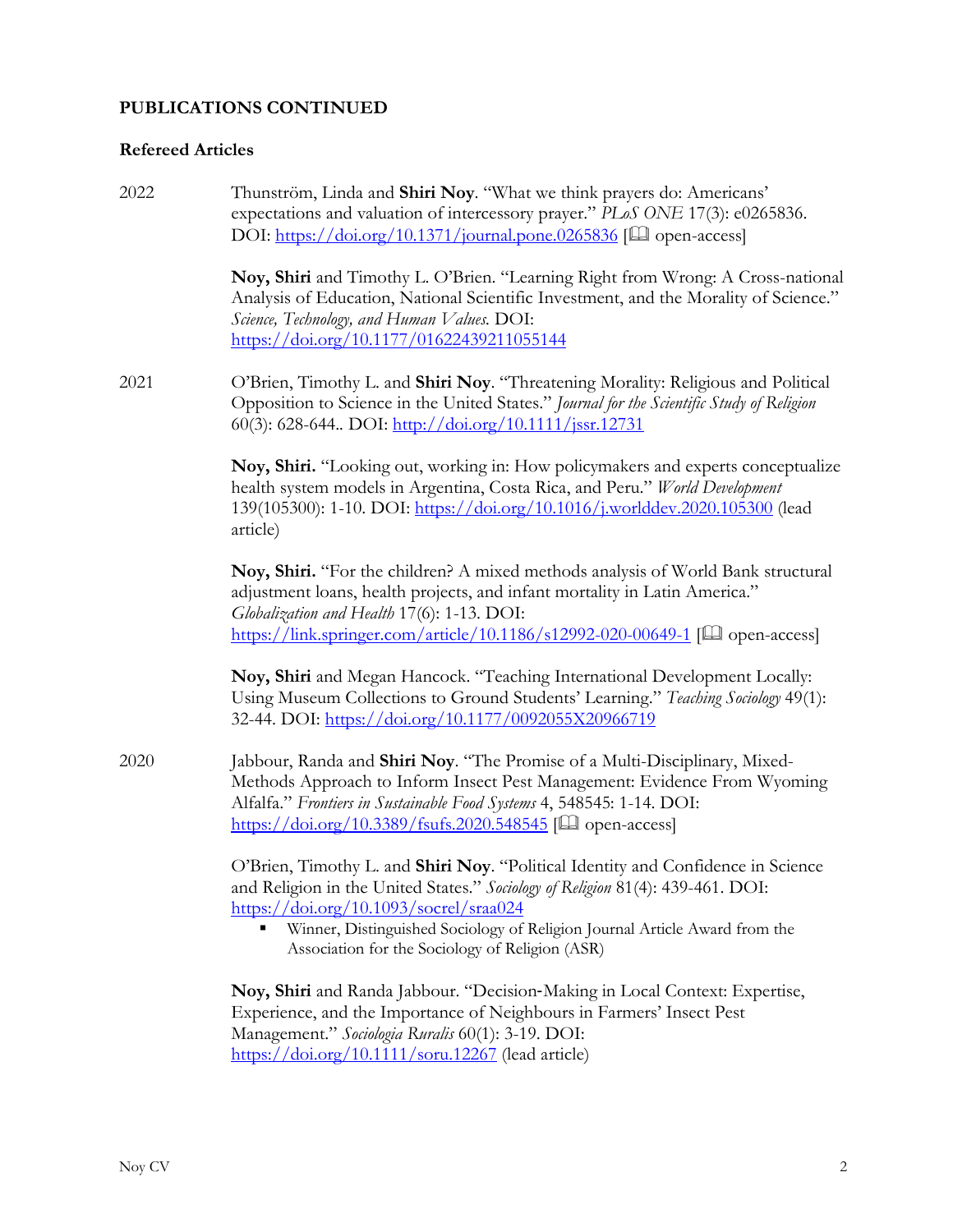## PUBLICATIONS CONTINUED

### Refereed Articles

2022 Thunström, Linda and **Shiri Noy**. "What we think prayers do: Americans' expectations and valuation of intercessory prayer." *PLoS ONE* 17(3): e0265836. DOI: https://doi.org/10.1371/journal.pone.0265836 [📖 open-access]

**Noy, Shiri** and Timothy L. O'Brien. "Learning Right from Wrong: A Cross-national Analysis of Education, National Scientific Investment, and the Morality of Science." *Science, Technology, and Human Values.* DOI: https://doi.org/10.1177/01622439211055144

2021 O'Brien, Timothy L. and **Shiri Noy**. "Threatening Morality: Religious and Political Opposition to Science in the United States." *Journal for the Scientific Study of Religion* 60(3): 628-644.. DOI: http://doi.org/10.1111/jssr.12731

**Noy, Shiri.** "Looking out, working in: How policymakers and experts conceptualize health system models in Argentina, Costa Rica, and Peru." *World Development* 139(105300): 1-10. DOI: https://doi.org/10.1016/j.worlddev.2020.105300 (lead article)

**Noy, Shiri.** "For the children? A mixed methods analysis of World Bank structural adjustment loans, health projects, and infant mortality in Latin America." *Globalization and Health* 17(6): 1-13. DOI: https://link.springer.com/article/10.1186/s12992-020-00649-1 [📖 open-access]

**Noy, Shiri** and Megan Hancock. "Teaching International Development Locally: Using Museum Collections to Ground Students' Learning." *Teaching Sociology* 49(1): 32-44. DOI: https://doi.org/10.1177/0092055X20966719

2020 Jabbour, Randa and **Shiri Noy**. "The Promise of a Multi-Disciplinary, Mixed-Methods Approach to Inform Insect Pest Management: Evidence From Wyoming Alfalfa." *Frontiers in Sustainable Food Systems* 4, 548545: 1-14. DOI: https://doi.org/10.3389/fsufs.2020.548545 [📖 open-access]

O'Brien, Timothy L. and **Shiri Noy**. "Political Identity and Confidence in Science and Religion in the United States." *Sociology of Religion* 81(4): 439-461. DOI: https://doi.org/10.1093/socrel/sraa024

- Winner, Distinguished Sociology of Religion Journal Article Award from the Association for the Sociology of Religion (ASR)

**Noy, Shiri** and Randa Jabbour. "Decision-Making in Local Context: Expertise, Experience, and the Importance of Neighbours in Farmers' Insect Pest Management." *Sociologia Ruralis* 60(1): 3-19. DOI: https://doi.org/10.1111/soru.12267 (lead article)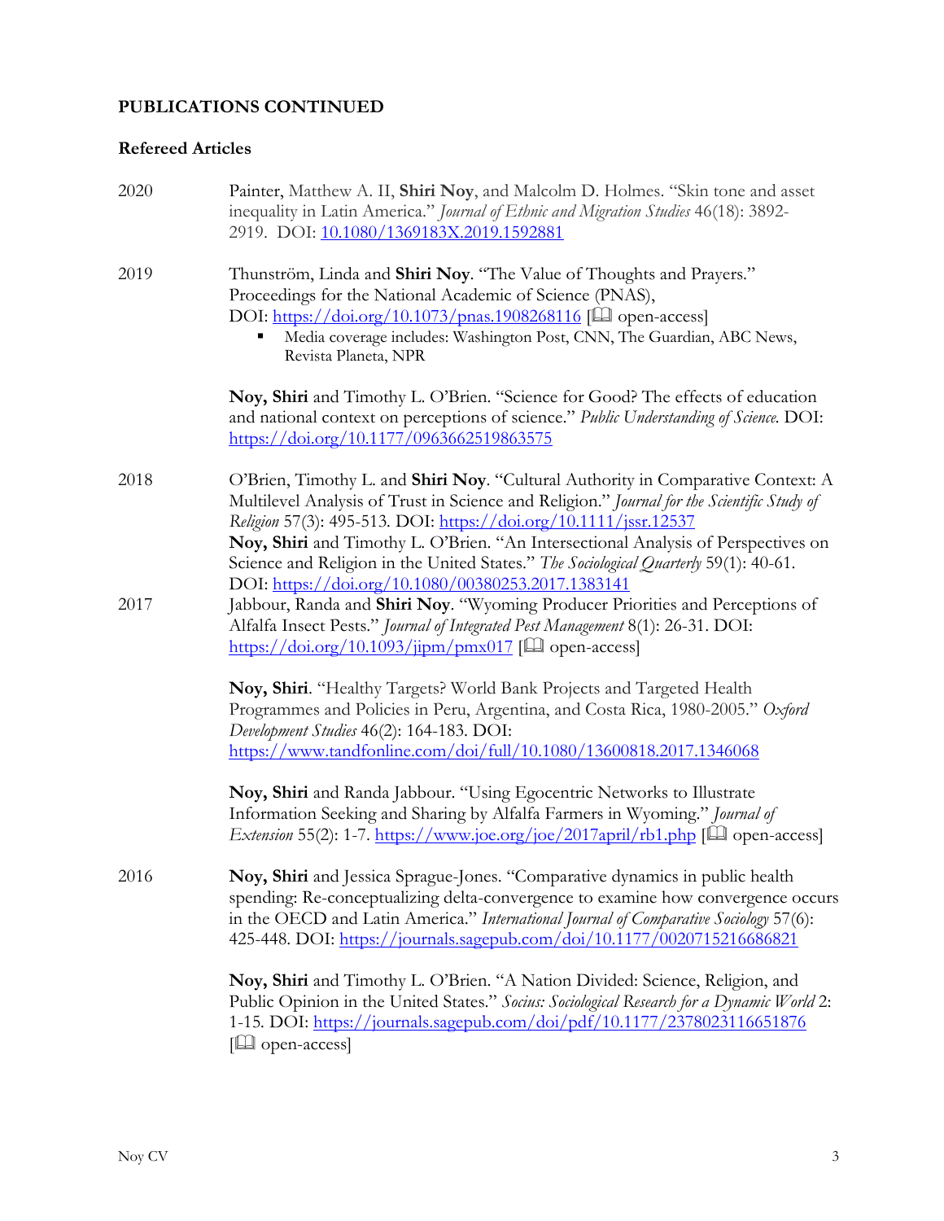## PUBLICATIONS CONTINUED

### Refereed Articles

2020

Painter, Matthew A. II, **Shiri Noy**, and Malcolm D. Holmes. "Skin tone and asset inequality in Latin America." *Journal of Ethnic and Migration Studies* 46(18): 3892-2919. DOI: 10.1080/1369183X.2019.1592881

2019

Thunström, Linda and **Shiri Noy**. "The Value of Thoughts and Prayers." Proceedings for the National Academic of Science (PNAS), DOI: https://doi.org/10.1073/pnas.1908268116 [🕮 open-access]

- Media coverage includes: Washington Post, CNN, The Guardian, ABC News, Revista Planeta, NPR

**Noy, Shiri** and Timothy L. O'Brien. "Science for Good? The effects of education and national context on perceptions of science." *Public Understanding of Science.* DOI: https://doi.org/10.1177/0963662519863575

2018

O'Brien, Timothy L. and **Shiri Noy**. "Cultural Authority in Comparative Context: A Multilevel Analysis of Trust in Science and Religion." *Journal for the Scientific Study of Religion* 57(3): 495-513. DOI: https://doi.org/10.1111/jssr.12537

**Noy, Shiri** and Timothy L. O'Brien. "An Intersectional Analysis of Perspectives on Science and Religion in the United States." *The Sociological Quarterly* 59(1): 40-61. DOI: https://doi.org/10.1080/00380253.2017.1383141

2017

Jabbour, Randa and **Shiri Noy**. "Wyoming Producer Priorities and Perceptions of Alfalfa Insect Pests." *Journal of Integrated Pest Management* 8(1): 26-31. DOI: https://doi.org/10.1093/jipm/pmx017 [🕮 open-access]

**Noy, Shiri**. "Healthy Targets? World Bank Projects and Targeted Health Programmes and Policies in Peru, Argentina, and Costa Rica, 1980-2005." *Oxford Development Studies* 46(2): 164-183. DOI: https://www.tandfonline.com/doi/full/10.1080/13600818.2017.1346068

**Noy, Shiri** and Randa Jabbour. "Using Egocentric Networks to Illustrate Information Seeking and Sharing by Alfalfa Farmers in Wyoming." *Journal of Extension* 55(2): 1-7. https://www.joe.org/joe/2017april/rb1.php [🕮 open-access]

2016

**Noy, Shiri** and Jessica Sprague-Jones. "Comparative dynamics in public health spending: Re-conceptualizing delta-convergence to examine how convergence occurs in the OECD and Latin America." *International Journal of Comparative Sociology* 57(6): 425-448. DOI: https://journals.sagepub.com/doi/10.1177/0020715216686821

**Noy, Shiri** and Timothy L. O'Brien. "A Nation Divided: Science, Religion, and Public Opinion in the United States." *Socius: Sociological Research for a Dynamic World* 2: 1-15. DOI: https://journals.sagepub.com/doi/pdf/10.1177/2378023116651876 [🕮 open-access]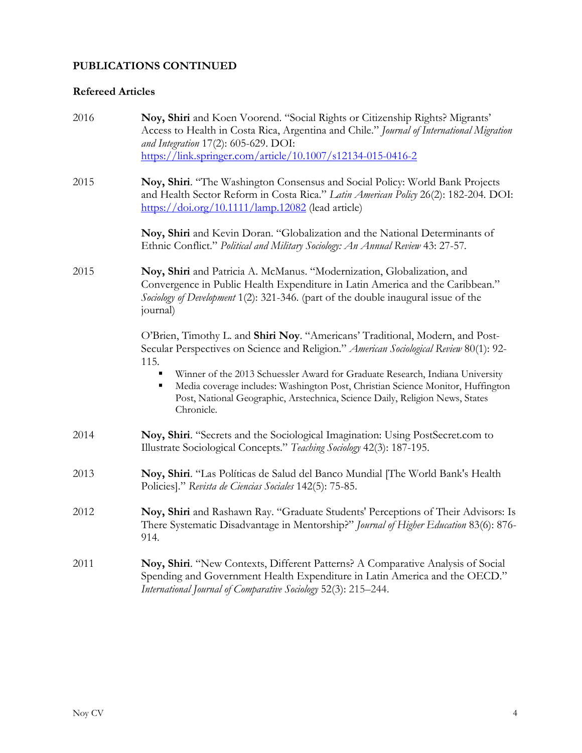## PUBLICATIONS CONTINUED

### Refereed Articles

2016 **Noy, Shiri** and Koen Voorend. "Social Rights or Citizenship Rights? Migrants' Access to Health in Costa Rica, Argentina and Chile." *Journal of International Migration and Integration* 17(2): 605-629. DOI: https://link.springer.com/article/10.1007/s12134-015-0416-2

2015 **Noy, Shiri**. "The Washington Consensus and Social Policy: World Bank Projects and Health Sector Reform in Costa Rica." *Latin American Policy* 26(2): 182-204. DOI: https://doi.org/10.1111/lamp.12082 (lead article)

**Noy, Shiri** and Kevin Doran. "Globalization and the National Determinants of Ethnic Conflict." *Political and Military Sociology: An Annual Review* 43: 27-57.

2015 **Noy, Shiri** and Patricia A. McManus. "Modernization, Globalization, and Convergence in Public Health Expenditure in Latin America and the Caribbean." *Sociology of Development* 1(2): 321-346. (part of the double inaugural issue of the journal)

O'Brien, Timothy L. and **Shiri Noy**. "Americans' Traditional, Modern, and Post-Secular Perspectives on Science and Religion." *American Sociological Review* 80(1): 92-115.

- Winner of the 2013 Schuessler Award for Graduate Research, Indiana University
- Media coverage includes: Washington Post, Christian Science Monitor, Huffington Post, National Geographic, Arstechnica, Science Daily, Religion News, States Chronicle.

2014 **Noy, Shiri**. "Secrets and the Sociological Imagination: Using PostSecret.com to Illustrate Sociological Concepts." *Teaching Sociology* 42(3): 187-195.

2013 **Noy, Shiri**. "Las Políticas de Salud del Banco Mundial [The World Bank's Health Policies]." *Revista de Ciencias Sociales* 142(5): 75-85.

2012 **Noy, Shiri** and Rashawn Ray. "Graduate Students' Perceptions of Their Advisors: Is There Systematic Disadvantage in Mentorship?" *Journal of Higher Education* 83(6): 876-914.

2011 **Noy, Shiri**. "New Contexts, Different Patterns? A Comparative Analysis of Social Spending and Government Health Expenditure in Latin America and the OECD." *International Journal of Comparative Sociology* 52(3): 215–244.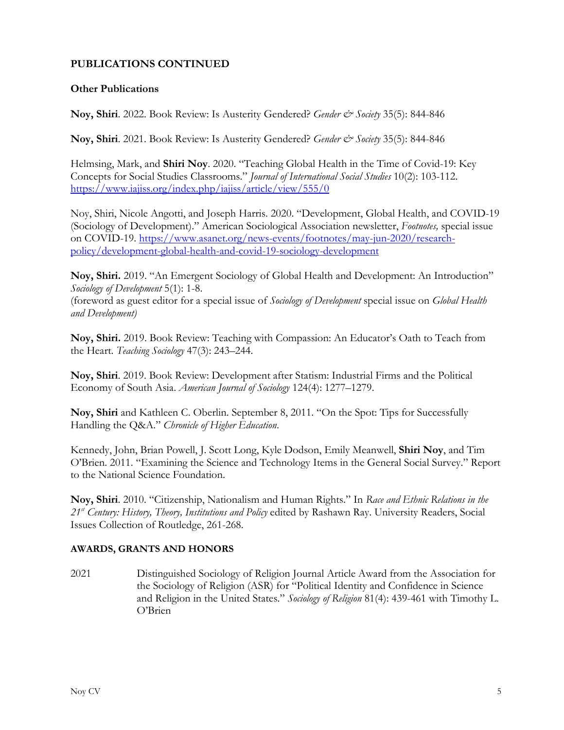## PUBLICATIONS CONTINUED

### Other Publications

**Noy, Shiri**. 2022. Book Review: Is Austerity Gendered? *Gender & Society* 35(5): 844-846

**Noy, Shiri**. 2021. Book Review: Is Austerity Gendered? *Gender & Society* 35(5): 844-846

Helmsing, Mark, and **Shiri Noy**. 2020. "Teaching Global Health in the Time of Covid-19: Key Concepts for Social Studies Classrooms." *Journal of International Social Studies* 10(2): 103-112. https://www.iajiss.org/index.php/iajiss/article/view/555/0

Noy, Shiri, Nicole Angotti, and Joseph Harris. 2020. "Development, Global Health, and COVID-19 (Sociology of Development)." American Sociological Association newsletter, *Footnotes,* special issue on COVID-19. https://www.asanet.org/news-events/footnotes/may-jun-2020/research-policy/development-global-health-and-covid-19-sociology-development

**Noy, Shiri.** 2019. "An Emergent Sociology of Global Health and Development: An Introduction" *Sociology of Development* 5(1): 1-8.
(foreword as guest editor for a special issue of *Sociology of Development* special issue on *Global Health and Development)*

**Noy, Shiri.** 2019. Book Review: Teaching with Compassion: An Educator's Oath to Teach from the Heart. *Teaching Sociology* 47(3): 243–244.

**Noy, Shiri**. 2019. Book Review: Development after Statism: Industrial Firms and the Political Economy of South Asia. *American Journal of Sociology* 124(4): 1277–1279.

**Noy, Shiri** and Kathleen C. Oberlin. September 8, 2011. "On the Spot: Tips for Successfully Handling the Q&A." *Chronicle of Higher Education*.

Kennedy, John, Brian Powell, J. Scott Long, Kyle Dodson, Emily Meanwell, **Shiri Noy**, and Tim O'Brien. 2011. "Examining the Science and Technology Items in the General Social Survey." Report to the National Science Foundation.

**Noy, Shiri**. 2010. "Citizenship, Nationalism and Human Rights." In *Race and Ethnic Relations in the 21st Century: History, Theory, Institutions and Policy* edited by Rashawn Ray. University Readers, Social Issues Collection of Routledge, 261-268.

## AWARDS, GRANTS AND HONORS

2021 Distinguished Sociology of Religion Journal Article Award from the Association for the Sociology of Religion (ASR) for "Political Identity and Confidence in Science and Religion in the United States." *Sociology of Religion* 81(4): 439-461 with Timothy L. O'Brien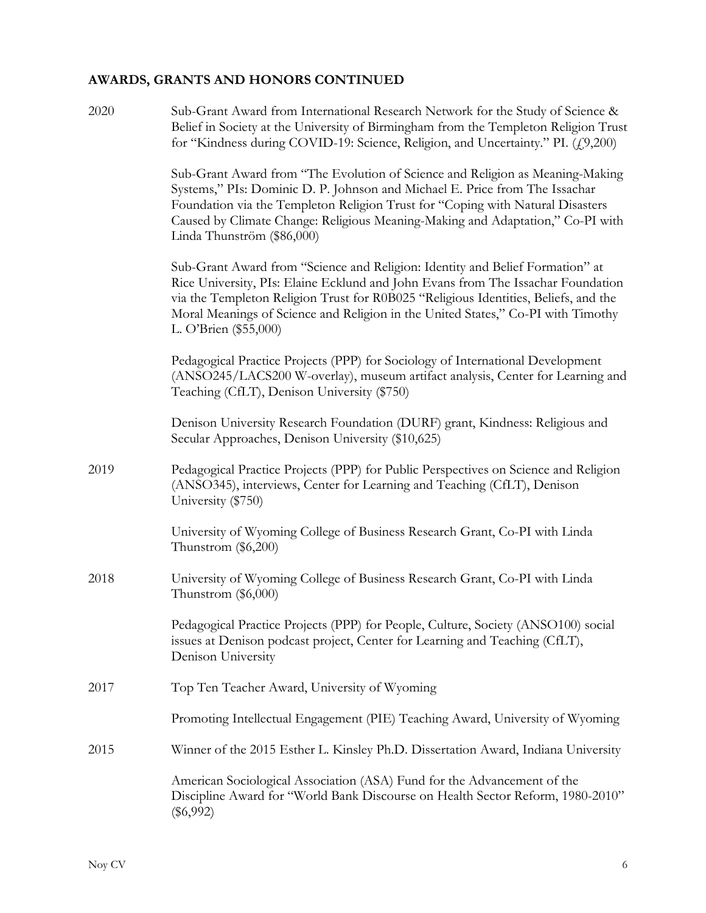## AWARDS, GRANTS AND HONORS CONTINUED

**2020**

Sub-Grant Award from International Research Network for the Study of Science & Belief in Society at the University of Birmingham from the Templeton Religion Trust for "Kindness during COVID-19: Science, Religion, and Uncertainty." PI. (£9,200)

Sub-Grant Award from "The Evolution of Science and Religion as Meaning-Making Systems," PIs: Dominic D. P. Johnson and Michael E. Price from The Issachar Foundation via the Templeton Religion Trust for "Coping with Natural Disasters Caused by Climate Change: Religious Meaning-Making and Adaptation," Co-PI with Linda Thunström ($86,000)

Sub-Grant Award from "Science and Religion: Identity and Belief Formation" at Rice University, PIs: Elaine Ecklund and John Evans from The Issachar Foundation via the Templeton Religion Trust for R0B025 "Religious Identities, Beliefs, and the Moral Meanings of Science and Religion in the United States," Co-PI with Timothy L. O'Brien ($55,000)

Pedagogical Practice Projects (PPP) for Sociology of International Development (ANSO245/LACS200 W-overlay), museum artifact analysis, Center for Learning and Teaching (CfLT), Denison University ($750)

Denison University Research Foundation (DURF) grant, Kindness: Religious and Secular Approaches, Denison University ($10,625)

**2019**

Pedagogical Practice Projects (PPP) for Public Perspectives on Science and Religion (ANSO345), interviews, Center for Learning and Teaching (CfLT), Denison University ($750)

University of Wyoming College of Business Research Grant, Co-PI with Linda Thunstrom ($6,200)

**2018**

University of Wyoming College of Business Research Grant, Co-PI with Linda Thunstrom ($6,000)

Pedagogical Practice Projects (PPP) for People, Culture, Society (ANSO100) social issues at Denison podcast project, Center for Learning and Teaching (CfLT), Denison University

**2017**

Top Ten Teacher Award, University of Wyoming

Promoting Intellectual Engagement (PIE) Teaching Award, University of Wyoming

**2015**

Winner of the 2015 Esther L. Kinsley Ph.D. Dissertation Award, Indiana University

American Sociological Association (ASA) Fund for the Advancement of the Discipline Award for "World Bank Discourse on Health Sector Reform, 1980-2010" ($6,992)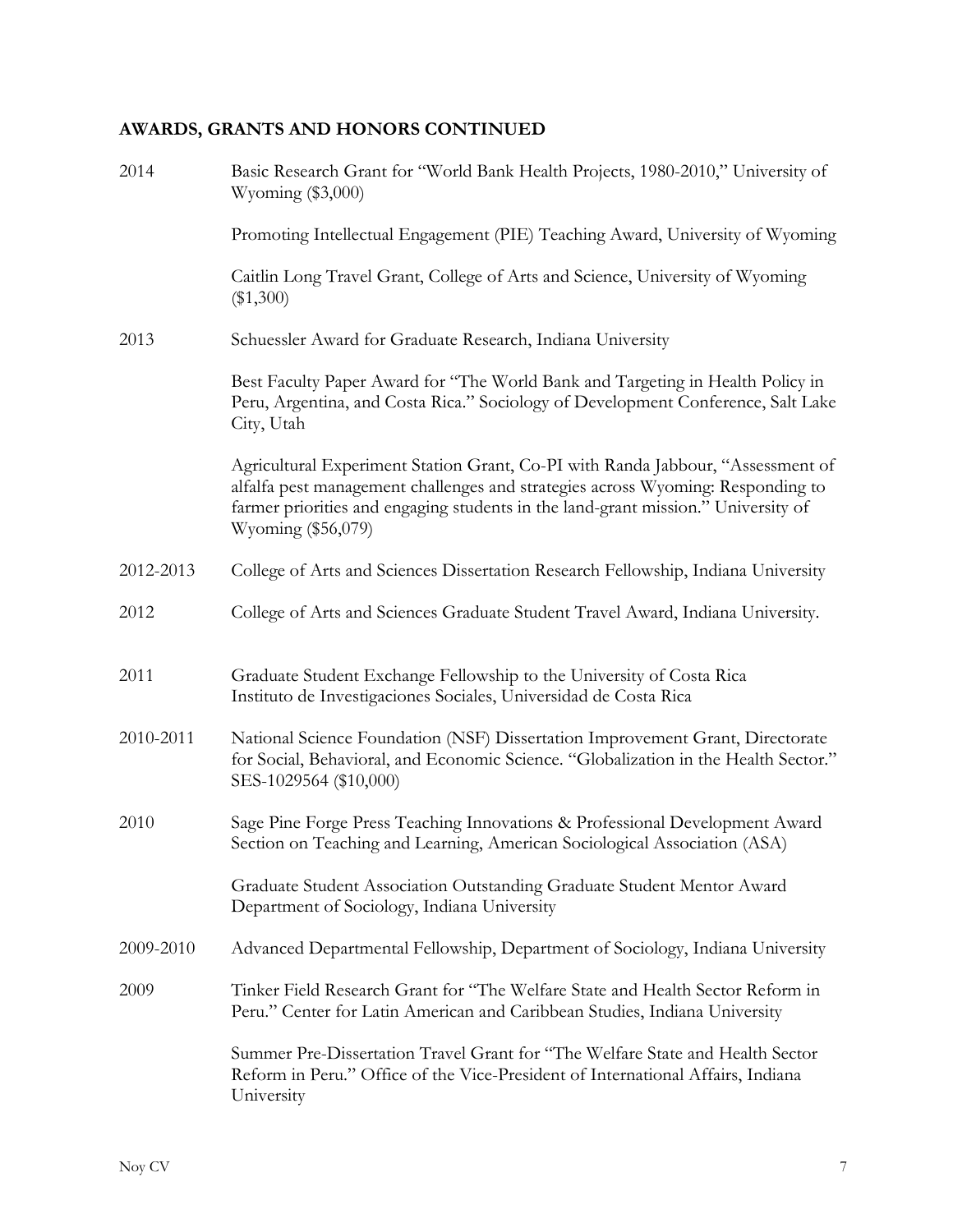## AWARDS, GRANTS AND HONORS CONTINUED

2014 Basic Research Grant for "World Bank Health Projects, 1980-2010," University of Wyoming ($3,000)

Promoting Intellectual Engagement (PIE) Teaching Award, University of Wyoming

Caitlin Long Travel Grant, College of Arts and Science, University of Wyoming ($1,300)

2013 Schuessler Award for Graduate Research, Indiana University

Best Faculty Paper Award for "The World Bank and Targeting in Health Policy in Peru, Argentina, and Costa Rica." Sociology of Development Conference, Salt Lake City, Utah

Agricultural Experiment Station Grant, Co-PI with Randa Jabbour, "Assessment of alfalfa pest management challenges and strategies across Wyoming: Responding to farmer priorities and engaging students in the land-grant mission." University of Wyoming ($56,079)

2012-2013 College of Arts and Sciences Dissertation Research Fellowship, Indiana University

2012 College of Arts and Sciences Graduate Student Travel Award, Indiana University.

2011 Graduate Student Exchange Fellowship to the University of Costa Rica
Instituto de Investigaciones Sociales, Universidad de Costa Rica

2010-2011 National Science Foundation (NSF) Dissertation Improvement Grant, Directorate for Social, Behavioral, and Economic Science. "Globalization in the Health Sector." SES-1029564 ($10,000)

2010 Sage Pine Forge Press Teaching Innovations & Professional Development Award
Section on Teaching and Learning, American Sociological Association (ASA)

Graduate Student Association Outstanding Graduate Student Mentor Award
Department of Sociology, Indiana University

2009-2010 Advanced Departmental Fellowship, Department of Sociology, Indiana University

2009 Tinker Field Research Grant for "The Welfare State and Health Sector Reform in Peru." Center for Latin American and Caribbean Studies, Indiana University

Summer Pre-Dissertation Travel Grant for "The Welfare State and Health Sector Reform in Peru." Office of the Vice-President of International Affairs, Indiana University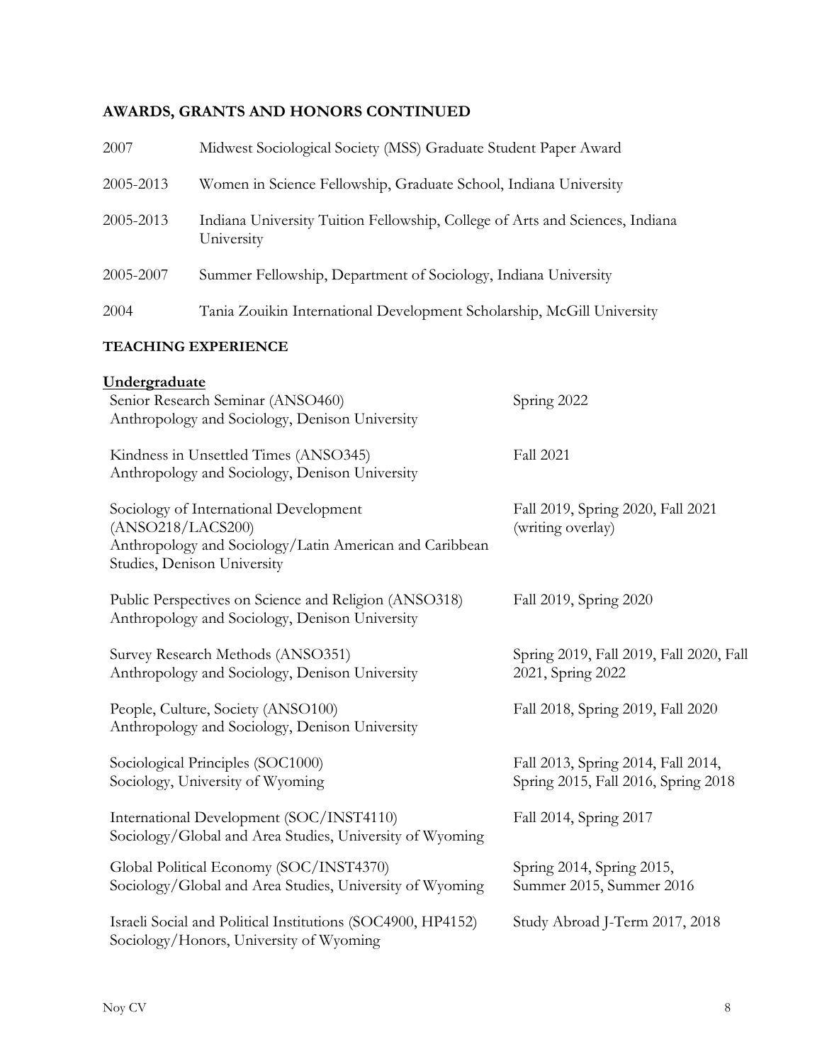## AWARDS, GRANTS AND HONORS CONTINUED

| | |
|---|---|
| 2007 | Midwest Sociological Society (MSS) Graduate Student Paper Award |
| 2005-2013 | Women in Science Fellowship, Graduate School, Indiana University |
| 2005-2013 | Indiana University Tuition Fellowship, College of Arts and Sciences, Indiana University |
| 2005-2007 | Summer Fellowship, Department of Sociology, Indiana University |
| 2004 | Tania Zouikin International Development Scholarship, McGill University |

## TEACHING EXPERIENCE

### Undergraduate

| | |
|---|---|
| Senior Research Seminar (ANSO460)<br>Anthropology and Sociology, Denison University | Spring 2022 |
| Kindness in Unsettled Times (ANSO345)<br>Anthropology and Sociology, Denison University | Fall 2021 |
| Sociology of International Development (ANSO218/LACS200)<br>Anthropology and Sociology/Latin American and Caribbean Studies, Denison University | Fall 2019, Spring 2020, Fall 2021 (writing overlay) |
| Public Perspectives on Science and Religion (ANSO318)<br>Anthropology and Sociology, Denison University | Fall 2019, Spring 2020 |
| Survey Research Methods (ANSO351)<br>Anthropology and Sociology, Denison University | Spring 2019, Fall 2019, Fall 2020, Fall 2021, Spring 2022 |
| People, Culture, Society (ANSO100)<br>Anthropology and Sociology, Denison University | Fall 2018, Spring 2019, Fall 2020 |
| Sociological Principles (SOC1000)<br>Sociology, University of Wyoming | Fall 2013, Spring 2014, Fall 2014, Spring 2015, Fall 2016, Spring 2018 |
| International Development (SOC/INST4110)<br>Sociology/Global and Area Studies, University of Wyoming | Fall 2014, Spring 2017 |
| Global Political Economy (SOC/INST4370)<br>Sociology/Global and Area Studies, University of Wyoming | Spring 2014, Spring 2015, Summer 2015, Summer 2016 |
| Israeli Social and Political Institutions (SOC4900, HP4152)<br>Sociology/Honors, University of Wyoming | Study Abroad J-Term 2017, 2018 |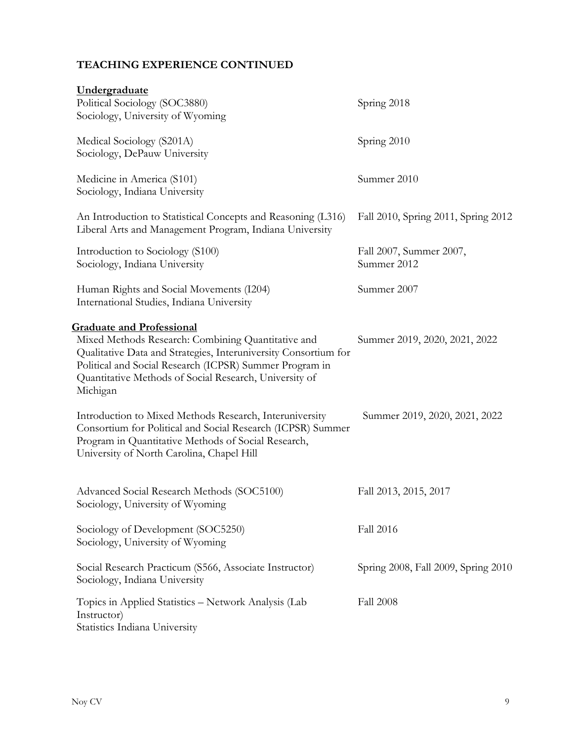## TEACHING EXPERIENCE CONTINUED

**Undergraduate**

Political Sociology (SOC3880) — Spring 2018
Sociology, University of Wyoming

Medical Sociology (S201A) — Spring 2010
Sociology, DePauw University

Medicine in America (S101) — Summer 2010
Sociology, Indiana University

An Introduction to Statistical Concepts and Reasoning (L316) — Fall 2010, Spring 2011, Spring 2012
Liberal Arts and Management Program, Indiana University

Introduction to Sociology (S100) — Fall 2007, Summer 2007, Summer 2012
Sociology, Indiana University

Human Rights and Social Movements (I204) — Summer 2007
International Studies, Indiana University

**Graduate and Professional**

Mixed Methods Research: Combining Quantitative and Qualitative Data and Strategies, Interuniversity Consortium for Political and Social Research (ICPSR) Summer Program in Quantitative Methods of Social Research, University of Michigan — Summer 2019, 2020, 2021, 2022

Introduction to Mixed Methods Research, Interuniversity Consortium for Political and Social Research (ICPSR) Summer Program in Quantitative Methods of Social Research, University of North Carolina, Chapel Hill — Summer 2019, 2020, 2021, 2022

Advanced Social Research Methods (SOC5100) — Fall 2013, 2015, 2017
Sociology, University of Wyoming

Sociology of Development (SOC5250) — Fall 2016
Sociology, University of Wyoming

Social Research Practicum (S566, Associate Instructor) — Spring 2008, Fall 2009, Spring 2010
Sociology, Indiana University

Topics in Applied Statistics – Network Analysis (Lab Instructor) — Fall 2008
Statistics Indiana University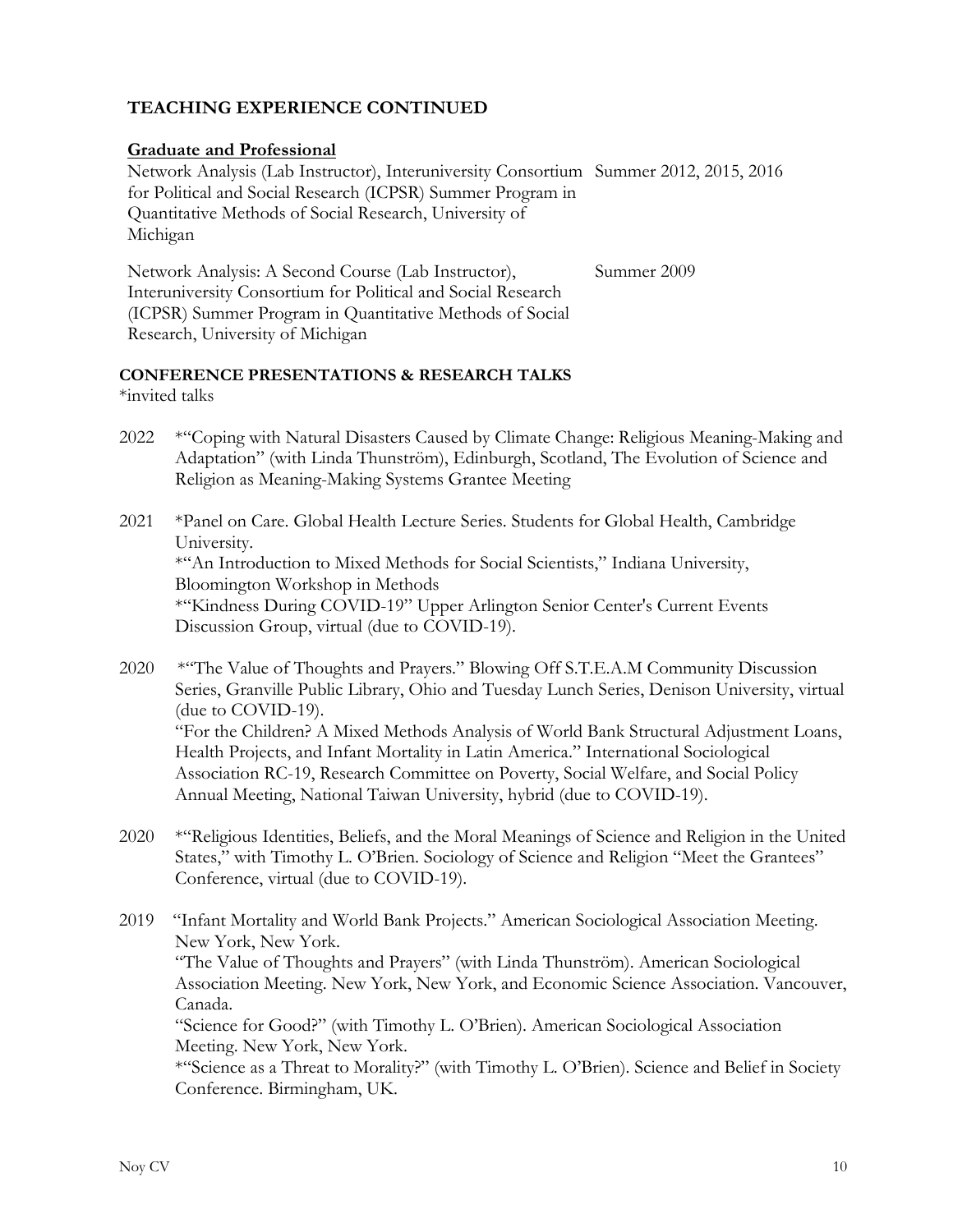## TEACHING EXPERIENCE CONTINUED

### Graduate and Professional

Network Analysis (Lab Instructor), Interuniversity Consortium for Political and Social Research (ICPSR) Summer Program in Quantitative Methods of Social Research, University of Michigan — Summer 2012, 2015, 2016

Network Analysis: A Second Course (Lab Instructor), Interuniversity Consortium for Political and Social Research (ICPSR) Summer Program in Quantitative Methods of Social Research, University of Michigan — Summer 2009

## CONFERENCE PRESENTATIONS & RESEARCH TALKS

*invited talks

2022 *"Coping with Natural Disasters Caused by Climate Change: Religious Meaning-Making and Adaptation" (with Linda Thunström), Edinburgh, Scotland, The Evolution of Science and Religion as Meaning-Making Systems Grantee Meeting

2021 *Panel on Care. Global Health Lecture Series. Students for Global Health, Cambridge University.
*"An Introduction to Mixed Methods for Social Scientists," Indiana University, Bloomington Workshop in Methods
*"Kindness During COVID-19" Upper Arlington Senior Center's Current Events Discussion Group, virtual (due to COVID-19).

2020 *"The Value of Thoughts and Prayers." Blowing Off S.T.E.A.M Community Discussion Series, Granville Public Library, Ohio and Tuesday Lunch Series, Denison University, virtual (due to COVID-19).
"For the Children? A Mixed Methods Analysis of World Bank Structural Adjustment Loans, Health Projects, and Infant Mortality in Latin America." International Sociological Association RC-19, Research Committee on Poverty, Social Welfare, and Social Policy Annual Meeting, National Taiwan University, hybrid (due to COVID-19).

2020 *"Religious Identities, Beliefs, and the Moral Meanings of Science and Religion in the United States," with Timothy L. O'Brien. Sociology of Science and Religion "Meet the Grantees" Conference, virtual (due to COVID-19).

2019 "Infant Mortality and World Bank Projects." American Sociological Association Meeting. New York, New York.
"The Value of Thoughts and Prayers" (with Linda Thunström). American Sociological Association Meeting. New York, New York, and Economic Science Association. Vancouver, Canada.
"Science for Good?" (with Timothy L. O'Brien). American Sociological Association Meeting. New York, New York.
*"Science as a Threat to Morality?" (with Timothy L. O'Brien). Science and Belief in Society Conference. Birmingham, UK.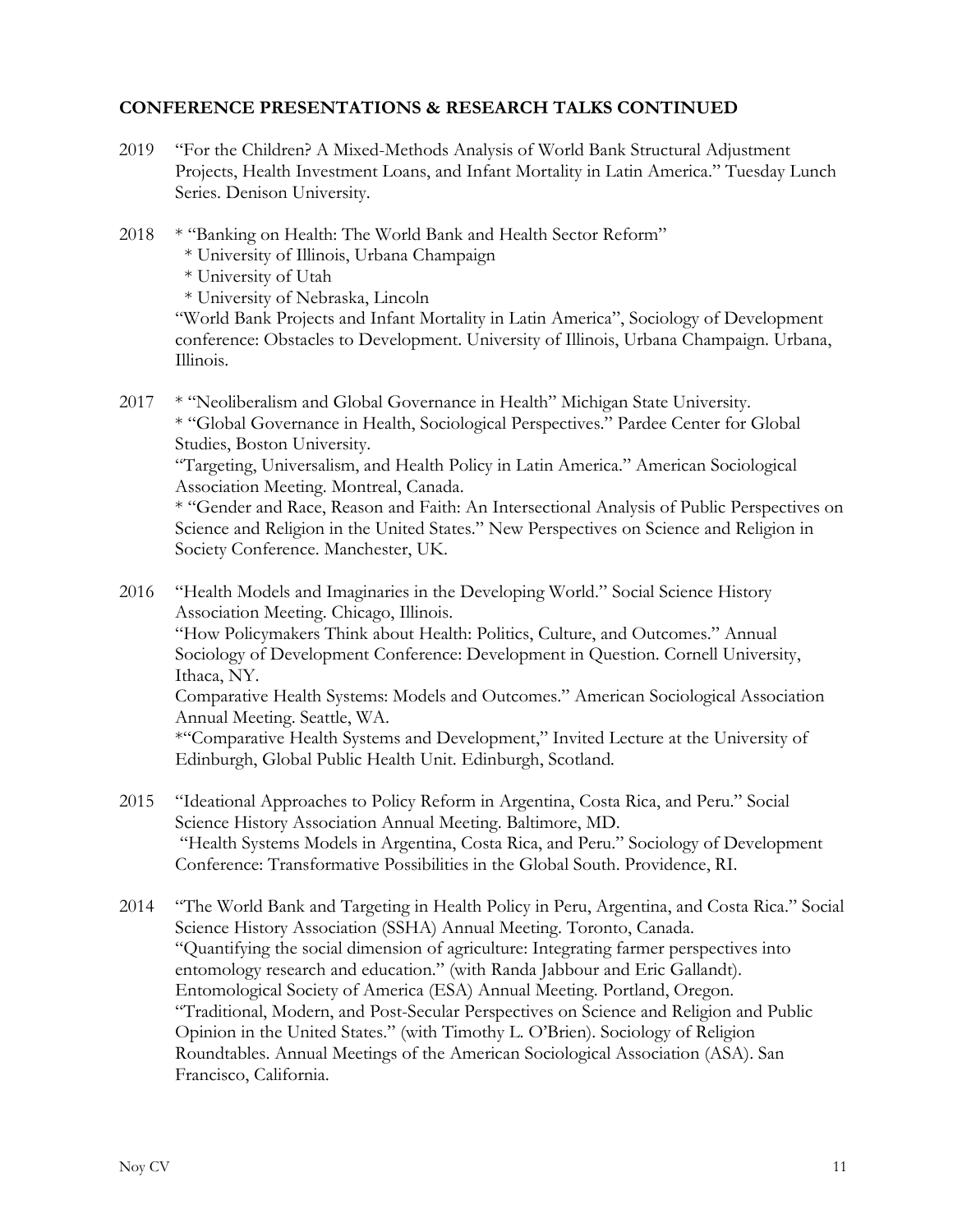## CONFERENCE PRESENTATIONS & RESEARCH TALKS CONTINUED

2019 "For the Children? A Mixed-Methods Analysis of World Bank Structural Adjustment Projects, Health Investment Loans, and Infant Mortality in Latin America." Tuesday Lunch Series. Denison University.

2018 * "Banking on Health: The World Bank and Health Sector Reform"
  * University of Illinois, Urbana Champaign
  * University of Utah
  * University of Nebraska, Lincoln

"World Bank Projects and Infant Mortality in Latin America", Sociology of Development conference: Obstacles to Development. University of Illinois, Urbana Champaign. Urbana, Illinois.

2017 * "Neoliberalism and Global Governance in Health" Michigan State University.
* "Global Governance in Health, Sociological Perspectives." Pardee Center for Global Studies, Boston University.
"Targeting, Universalism, and Health Policy in Latin America." American Sociological Association Meeting. Montreal, Canada.
* "Gender and Race, Reason and Faith: An Intersectional Analysis of Public Perspectives on Science and Religion in the United States." New Perspectives on Science and Religion in Society Conference. Manchester, UK.

2016 "Health Models and Imaginaries in the Developing World." Social Science History Association Meeting. Chicago, Illinois.
"How Policymakers Think about Health: Politics, Culture, and Outcomes." Annual Sociology of Development Conference: Development in Question. Cornell University, Ithaca, NY.
Comparative Health Systems: Models and Outcomes." American Sociological Association Annual Meeting. Seattle, WA.
*"Comparative Health Systems and Development," Invited Lecture at the University of Edinburgh, Global Public Health Unit. Edinburgh, Scotland.

2015 "Ideational Approaches to Policy Reform in Argentina, Costa Rica, and Peru." Social Science History Association Annual Meeting. Baltimore, MD.
"Health Systems Models in Argentina, Costa Rica, and Peru." Sociology of Development Conference: Transformative Possibilities in the Global South. Providence, RI.

2014 "The World Bank and Targeting in Health Policy in Peru, Argentina, and Costa Rica." Social Science History Association (SSHA) Annual Meeting. Toronto, Canada.
"Quantifying the social dimension of agriculture: Integrating farmer perspectives into entomology research and education." (with Randa Jabbour and Eric Gallandt). Entomological Society of America (ESA) Annual Meeting. Portland, Oregon.
"Traditional, Modern, and Post-Secular Perspectives on Science and Religion and Public Opinion in the United States." (with Timothy L. O'Brien). Sociology of Religion Roundtables. Annual Meetings of the American Sociological Association (ASA). San Francisco, California.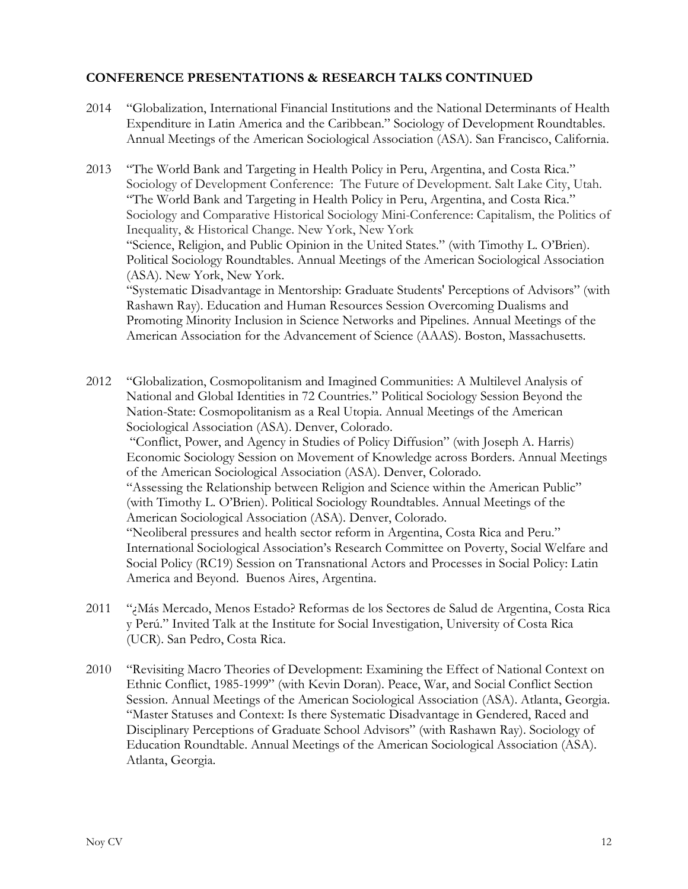## CONFERENCE PRESENTATIONS & RESEARCH TALKS CONTINUED

2014 "Globalization, International Financial Institutions and the National Determinants of Health Expenditure in Latin America and the Caribbean." Sociology of Development Roundtables. Annual Meetings of the American Sociological Association (ASA). San Francisco, California.

2013 "The World Bank and Targeting in Health Policy in Peru, Argentina, and Costa Rica." Sociology of Development Conference: The Future of Development. Salt Lake City, Utah.
"The World Bank and Targeting in Health Policy in Peru, Argentina, and Costa Rica." Sociology and Comparative Historical Sociology Mini-Conference: Capitalism, the Politics of Inequality, & Historical Change. New York, New York
"Science, Religion, and Public Opinion in the United States." (with Timothy L. O'Brien). Political Sociology Roundtables. Annual Meetings of the American Sociological Association (ASA). New York, New York.
"Systematic Disadvantage in Mentorship: Graduate Students' Perceptions of Advisors" (with Rashawn Ray). Education and Human Resources Session Overcoming Dualisms and Promoting Minority Inclusion in Science Networks and Pipelines. Annual Meetings of the American Association for the Advancement of Science (AAAS). Boston, Massachusetts.

2012 "Globalization, Cosmopolitanism and Imagined Communities: A Multilevel Analysis of National and Global Identities in 72 Countries." Political Sociology Session Beyond the Nation-State: Cosmopolitanism as a Real Utopia. Annual Meetings of the American Sociological Association (ASA). Denver, Colorado.
"Conflict, Power, and Agency in Studies of Policy Diffusion" (with Joseph A. Harris) Economic Sociology Session on Movement of Knowledge across Borders. Annual Meetings of the American Sociological Association (ASA). Denver, Colorado.
"Assessing the Relationship between Religion and Science within the American Public" (with Timothy L. O'Brien). Political Sociology Roundtables. Annual Meetings of the American Sociological Association (ASA). Denver, Colorado.
"Neoliberal pressures and health sector reform in Argentina, Costa Rica and Peru." International Sociological Association's Research Committee on Poverty, Social Welfare and Social Policy (RC19) Session on Transnational Actors and Processes in Social Policy: Latin America and Beyond. Buenos Aires, Argentina.

2011 "¿Más Mercado, Menos Estado? Reformas de los Sectores de Salud de Argentina, Costa Rica y Perú." Invited Talk at the Institute for Social Investigation, University of Costa Rica (UCR). San Pedro, Costa Rica.

2010 "Revisiting Macro Theories of Development: Examining the Effect of National Context on Ethnic Conflict, 1985-1999" (with Kevin Doran). Peace, War, and Social Conflict Section Session. Annual Meetings of the American Sociological Association (ASA). Atlanta, Georgia.
"Master Statuses and Context: Is there Systematic Disadvantage in Gendered, Raced and Disciplinary Perceptions of Graduate School Advisors" (with Rashawn Ray). Sociology of Education Roundtable. Annual Meetings of the American Sociological Association (ASA). Atlanta, Georgia.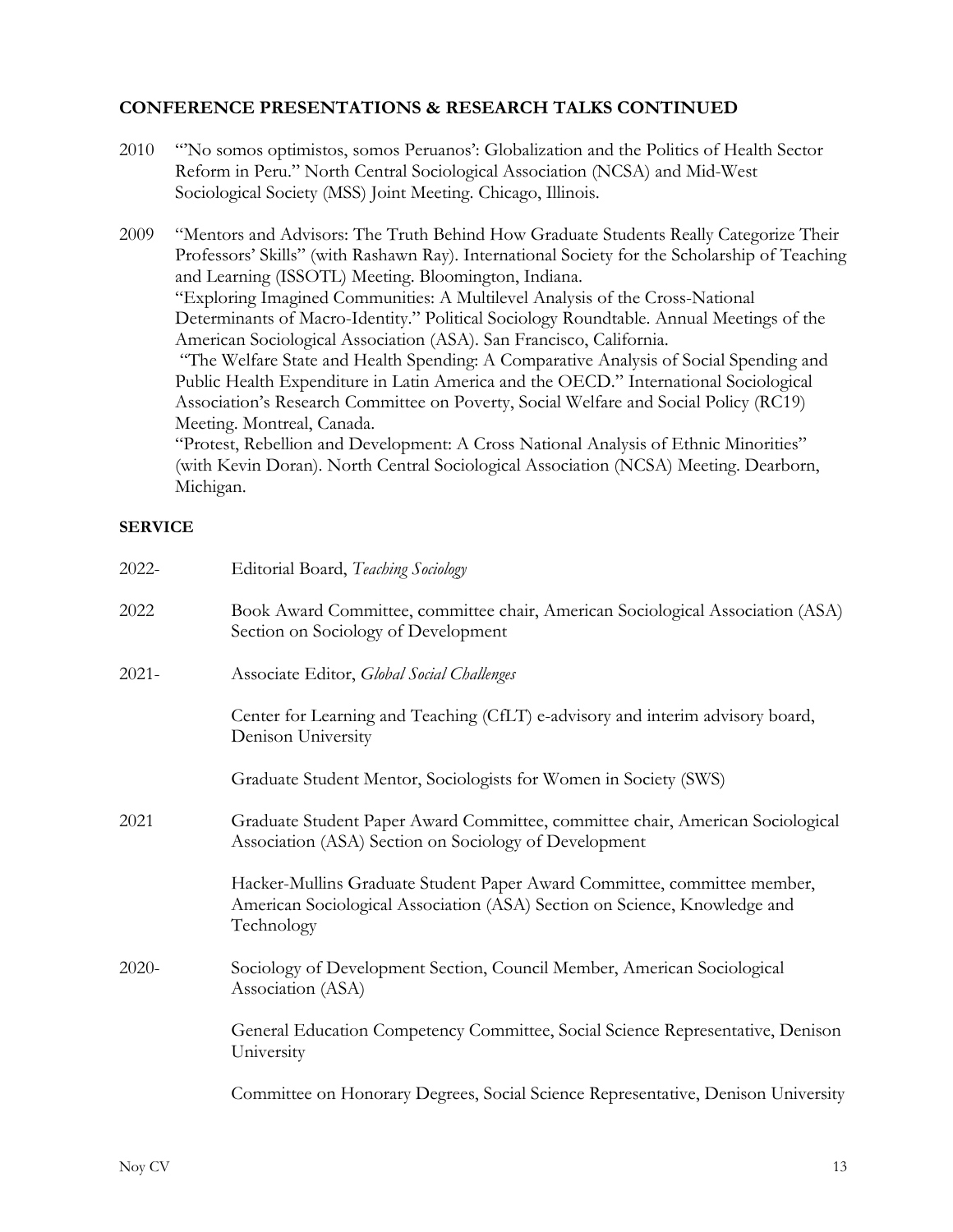## CONFERENCE PRESENTATIONS & RESEARCH TALKS CONTINUED

2010 "'No somos optimistos, somos Peruanos': Globalization and the Politics of Health Sector Reform in Peru." North Central Sociological Association (NCSA) and Mid-West Sociological Society (MSS) Joint Meeting. Chicago, Illinois.

2009 "Mentors and Advisors: The Truth Behind How Graduate Students Really Categorize Their Professors' Skills" (with Rashawn Ray). International Society for the Scholarship of Teaching and Learning (ISSOTL) Meeting. Bloomington, Indiana.
"Exploring Imagined Communities: A Multilevel Analysis of the Cross-National Determinants of Macro-Identity." Political Sociology Roundtable. Annual Meetings of the American Sociological Association (ASA). San Francisco, California.
"The Welfare State and Health Spending: A Comparative Analysis of Social Spending and Public Health Expenditure in Latin America and the OECD." International Sociological Association's Research Committee on Poverty, Social Welfare and Social Policy (RC19) Meeting. Montreal, Canada.
"Protest, Rebellion and Development: A Cross National Analysis of Ethnic Minorities" (with Kevin Doran). North Central Sociological Association (NCSA) Meeting. Dearborn, Michigan.

## SERVICE

2022- Editorial Board, *Teaching Sociology*

2022 Book Award Committee, committee chair, American Sociological Association (ASA) Section on Sociology of Development

2021- Associate Editor, *Global Social Challenges*

Center for Learning and Teaching (CfLT) e-advisory and interim advisory board, Denison University

Graduate Student Mentor, Sociologists for Women in Society (SWS)

2021 Graduate Student Paper Award Committee, committee chair, American Sociological Association (ASA) Section on Sociology of Development

Hacker-Mullins Graduate Student Paper Award Committee, committee member, American Sociological Association (ASA) Section on Science, Knowledge and Technology

2020- Sociology of Development Section, Council Member, American Sociological Association (ASA)

General Education Competency Committee, Social Science Representative, Denison University

Committee on Honorary Degrees, Social Science Representative, Denison University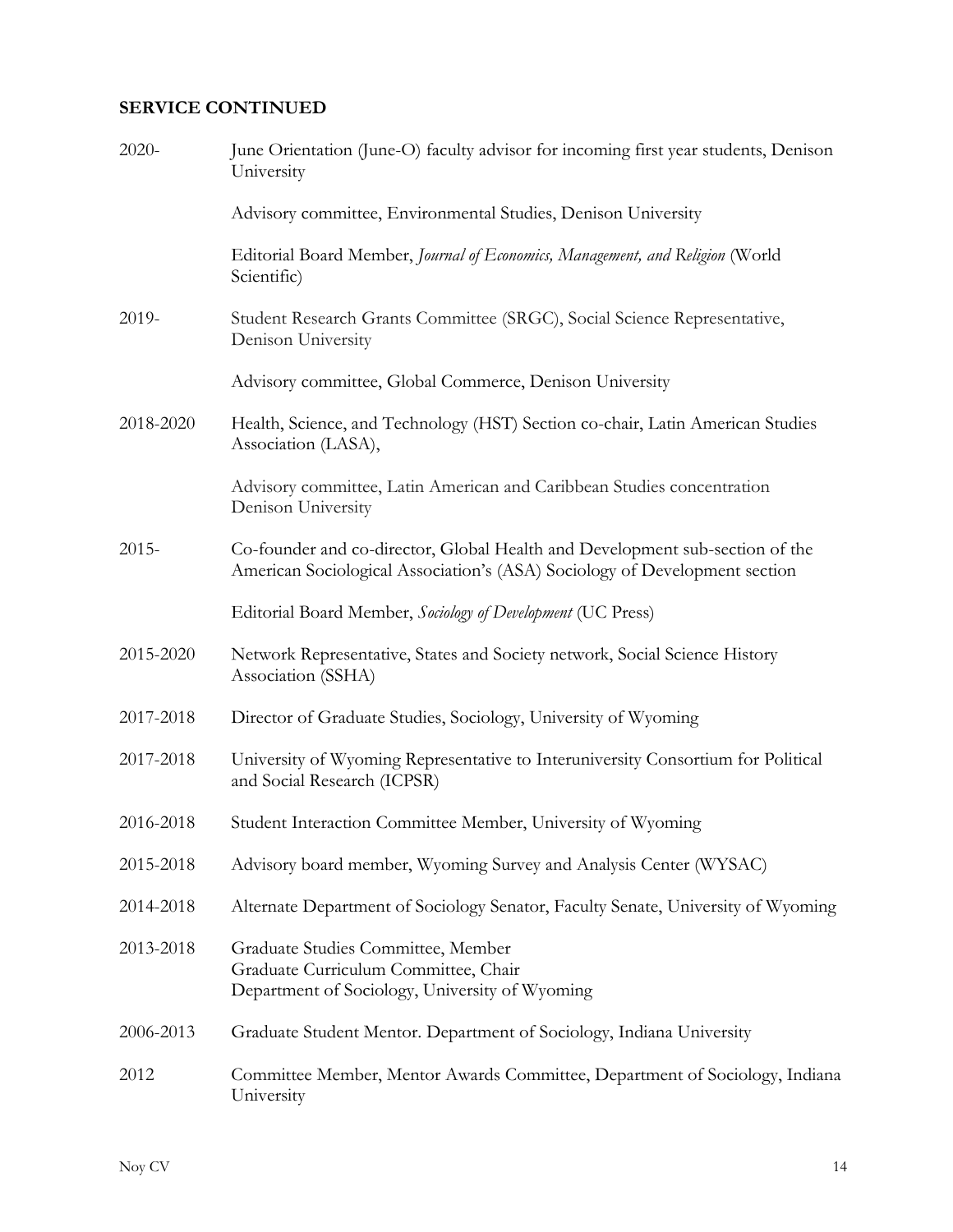## SERVICE CONTINUED

2020- June Orientation (June-O) faculty advisor for incoming first year students, Denison University

Advisory committee, Environmental Studies, Denison University

Editorial Board Member, *Journal of Economics, Management, and Religion* (World Scientific)

2019- Student Research Grants Committee (SRGC), Social Science Representative, Denison University

Advisory committee, Global Commerce, Denison University

2018-2020 Health, Science, and Technology (HST) Section co-chair, Latin American Studies Association (LASA),

Advisory committee, Latin American and Caribbean Studies concentration Denison University

2015- Co-founder and co-director, Global Health and Development sub-section of the American Sociological Association's (ASA) Sociology of Development section

Editorial Board Member, *Sociology of Development* (UC Press)

2015-2020 Network Representative, States and Society network, Social Science History Association (SSHA)

2017-2018 Director of Graduate Studies, Sociology, University of Wyoming

2017-2018 University of Wyoming Representative to Interuniversity Consortium for Political and Social Research (ICPSR)

2016-2018 Student Interaction Committee Member, University of Wyoming

2015-2018 Advisory board member, Wyoming Survey and Analysis Center (WYSAC)

2014-2018 Alternate Department of Sociology Senator, Faculty Senate, University of Wyoming

2013-2018 Graduate Studies Committee, Member
Graduate Curriculum Committee, Chair
Department of Sociology, University of Wyoming

2006-2013 Graduate Student Mentor. Department of Sociology, Indiana University

2012 Committee Member, Mentor Awards Committee, Department of Sociology, Indiana University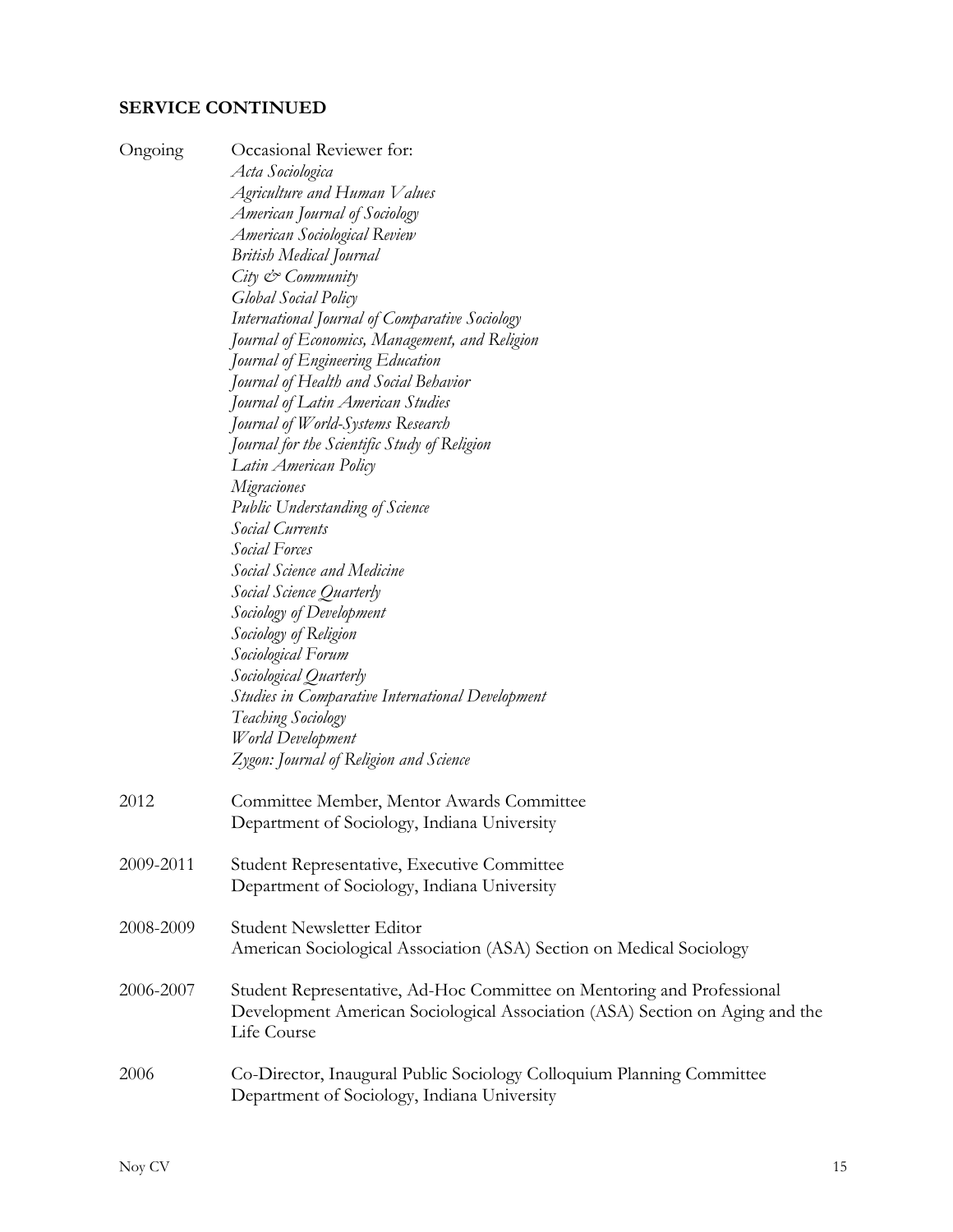## SERVICE CONTINUED

Ongoing Occasional Reviewer for:

*Acta Sociologica*
*Agriculture and Human Values*
*American Journal of Sociology*
*American Sociological Review*
*British Medical Journal*
*City & Community*
*Global Social Policy*
*International Journal of Comparative Sociology*
*Journal of Economics, Management, and Religion*
*Journal of Engineering Education*
*Journal of Health and Social Behavior*
*Journal of Latin American Studies*
*Journal of World-Systems Research*
*Journal for the Scientific Study of Religion*
*Latin American Policy*
*Migraciones*
*Public Understanding of Science*
*Social Currents*
*Social Forces*
*Social Science and Medicine*
*Social Science Quarterly*
*Sociology of Development*
*Sociology of Religion*
*Sociological Forum*
*Sociological Quarterly*
*Studies in Comparative International Development*
*Teaching Sociology*
*World Development*
*Zygon: Journal of Religion and Science*

2012 Committee Member, Mentor Awards Committee
Department of Sociology, Indiana University

2009-2011 Student Representative, Executive Committee
Department of Sociology, Indiana University

2008-2009 Student Newsletter Editor
American Sociological Association (ASA) Section on Medical Sociology

2006-2007 Student Representative, Ad-Hoc Committee on Mentoring and Professional Development American Sociological Association (ASA) Section on Aging and the Life Course

2006 Co-Director, Inaugural Public Sociology Colloquium Planning Committee
Department of Sociology, Indiana University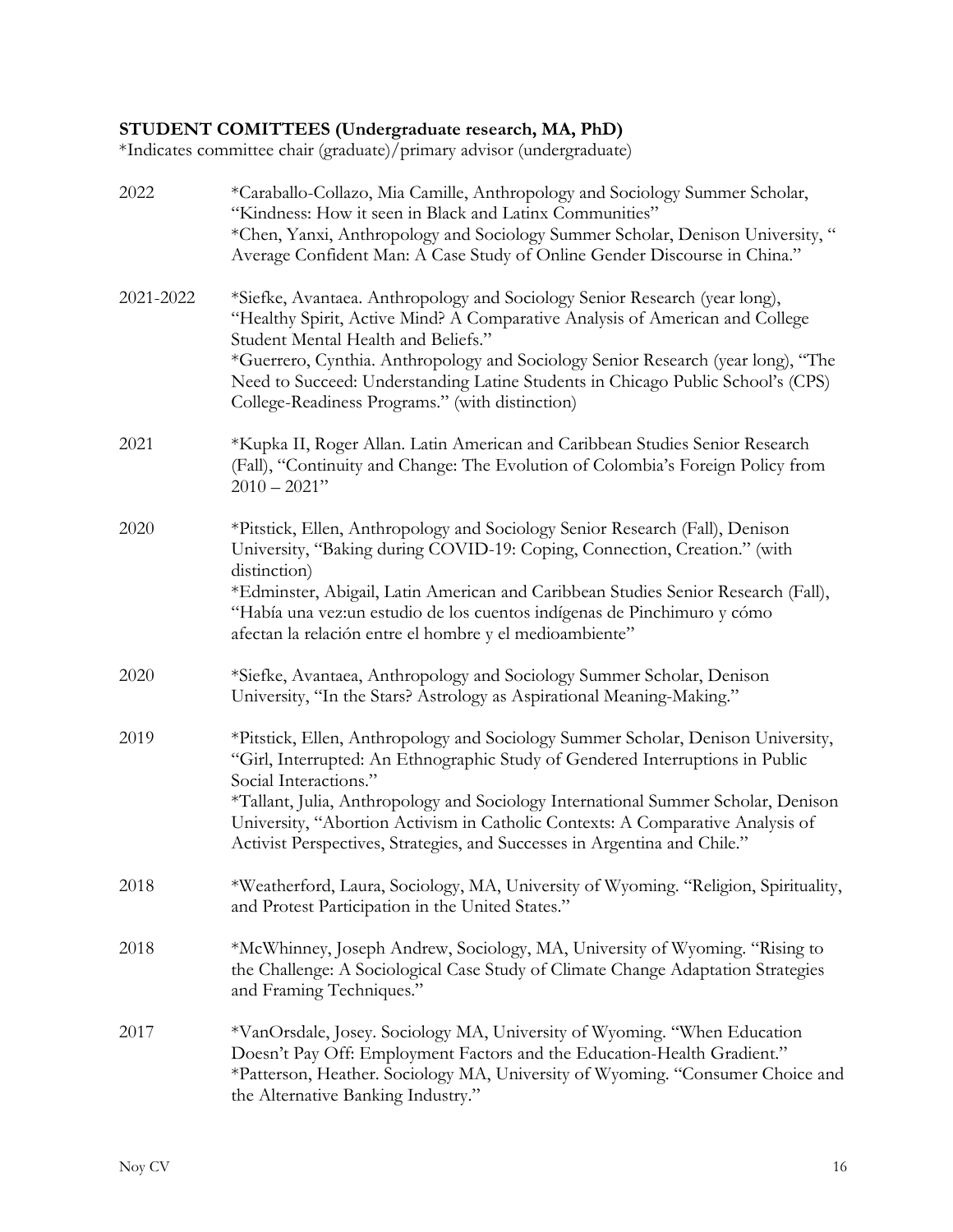## STUDENT COMITTEES (Undergraduate research, MA, PhD)

*Indicates committee chair (graduate)/primary advisor (undergraduate)

2022 *Caraballo-Collazo, Mia Camille, Anthropology and Sociology Summer Scholar, "Kindness: How it seen in Black and Latinx Communities"
*Chen, Yanxi, Anthropology and Sociology Summer Scholar, Denison University, " Average Confident Man: A Case Study of Online Gender Discourse in China."

2021-2022 *Siefke, Avantaea. Anthropology and Sociology Senior Research (year long), "Healthy Spirit, Active Mind? A Comparative Analysis of American and College Student Mental Health and Beliefs."
*Guerrero, Cynthia. Anthropology and Sociology Senior Research (year long), "The Need to Succeed: Understanding Latine Students in Chicago Public School's (CPS) College-Readiness Programs." (with distinction)

2021 *Kupka II, Roger Allan. Latin American and Caribbean Studies Senior Research (Fall), "Continuity and Change: The Evolution of Colombia's Foreign Policy from 2010 – 2021"

2020 *Pitstick, Ellen, Anthropology and Sociology Senior Research (Fall), Denison University, "Baking during COVID-19: Coping, Connection, Creation." (with distinction)
*Edminster, Abigail, Latin American and Caribbean Studies Senior Research (Fall), "Había una vez:un estudio de los cuentos indígenas de Pinchimuro y cómo afectan la relación entre el hombre y el medioambiente"

2020 *Siefke, Avantaea, Anthropology and Sociology Summer Scholar, Denison University, "In the Stars? Astrology as Aspirational Meaning-Making."

2019 *Pitstick, Ellen, Anthropology and Sociology Summer Scholar, Denison University, "Girl, Interrupted: An Ethnographic Study of Gendered Interruptions in Public Social Interactions."
*Tallant, Julia, Anthropology and Sociology International Summer Scholar, Denison University, "Abortion Activism in Catholic Contexts: A Comparative Analysis of Activist Perspectives, Strategies, and Successes in Argentina and Chile."

2018 *Weatherford, Laura, Sociology, MA, University of Wyoming. "Religion, Spirituality, and Protest Participation in the United States."

2018 *McWhinney, Joseph Andrew, Sociology, MA, University of Wyoming. "Rising to the Challenge: A Sociological Case Study of Climate Change Adaptation Strategies and Framing Techniques."

2017 *VanOrsdale, Josey. Sociology MA, University of Wyoming. "When Education Doesn't Pay Off: Employment Factors and the Education-Health Gradient."
*Patterson, Heather. Sociology MA, University of Wyoming. "Consumer Choice and the Alternative Banking Industry."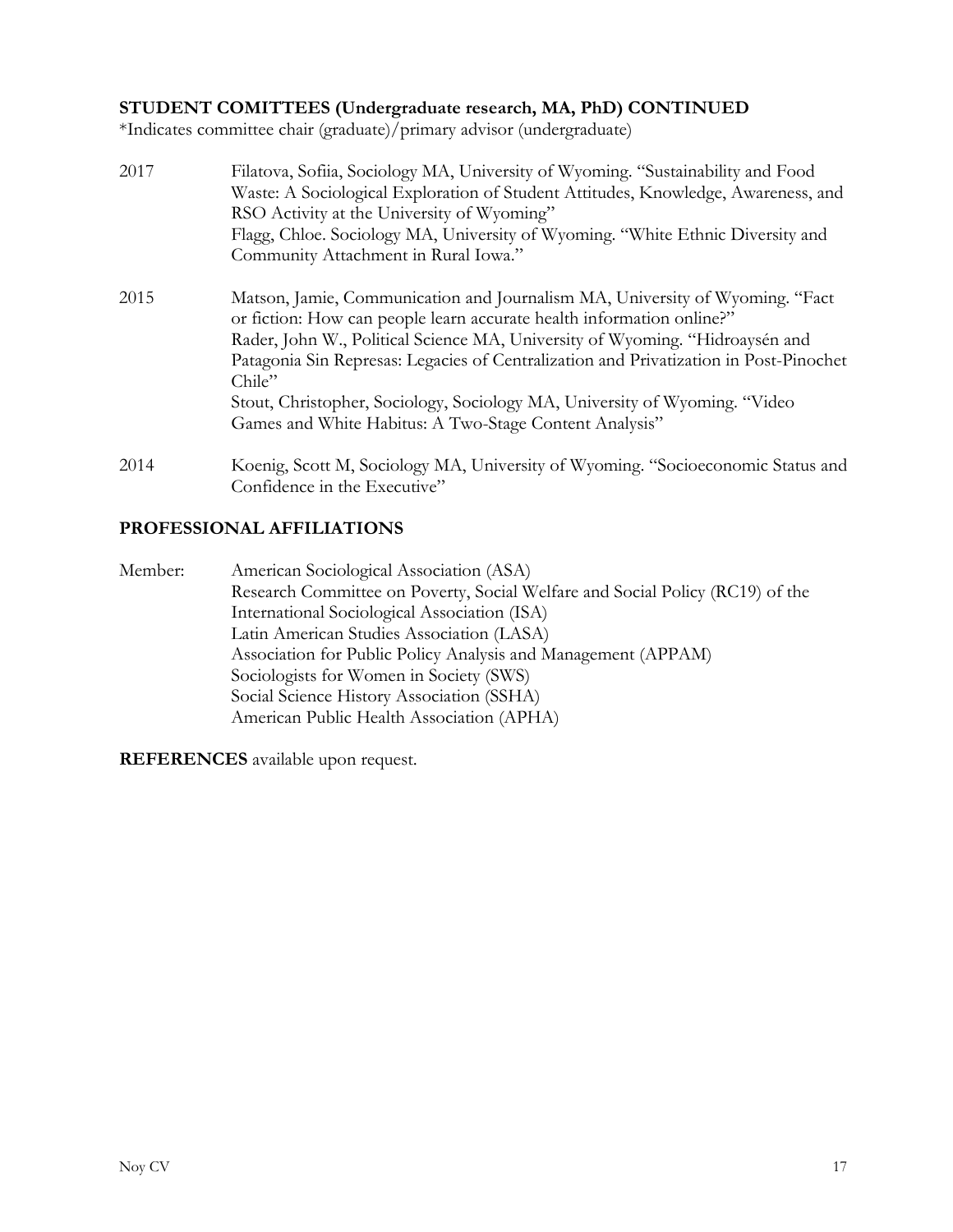**STUDENT COMITTEES (Undergraduate research, MA, PhD) CONTINUED**

*Indicates committee chair (graduate)/primary advisor (undergraduate)

2017 Filatova, Sofiia, Sociology MA, University of Wyoming. "Sustainability and Food Waste: A Sociological Exploration of Student Attitudes, Knowledge, Awareness, and RSO Activity at the University of Wyoming"
Flagg, Chloe. Sociology MA, University of Wyoming. "White Ethnic Diversity and Community Attachment in Rural Iowa."

2015 Matson, Jamie, Communication and Journalism MA, University of Wyoming. "Fact or fiction: How can people learn accurate health information online?"
Rader, John W., Political Science MA, University of Wyoming. "Hidroaysén and Patagonia Sin Represas: Legacies of Centralization and Privatization in Post-Pinochet Chile"
Stout, Christopher, Sociology, Sociology MA, University of Wyoming. "Video Games and White Habitus: A Two-Stage Content Analysis"

2014 Koenig, Scott M, Sociology MA, University of Wyoming. "Socioeconomic Status and Confidence in the Executive"

**PROFESSIONAL AFFILIATIONS**

Member: American Sociological Association (ASA)
Research Committee on Poverty, Social Welfare and Social Policy (RC19) of the International Sociological Association (ISA)
Latin American Studies Association (LASA)
Association for Public Policy Analysis and Management (APPAM)
Sociologists for Women in Society (SWS)
Social Science History Association (SSHA)
American Public Health Association (APHA)

**REFERENCES** available upon request.